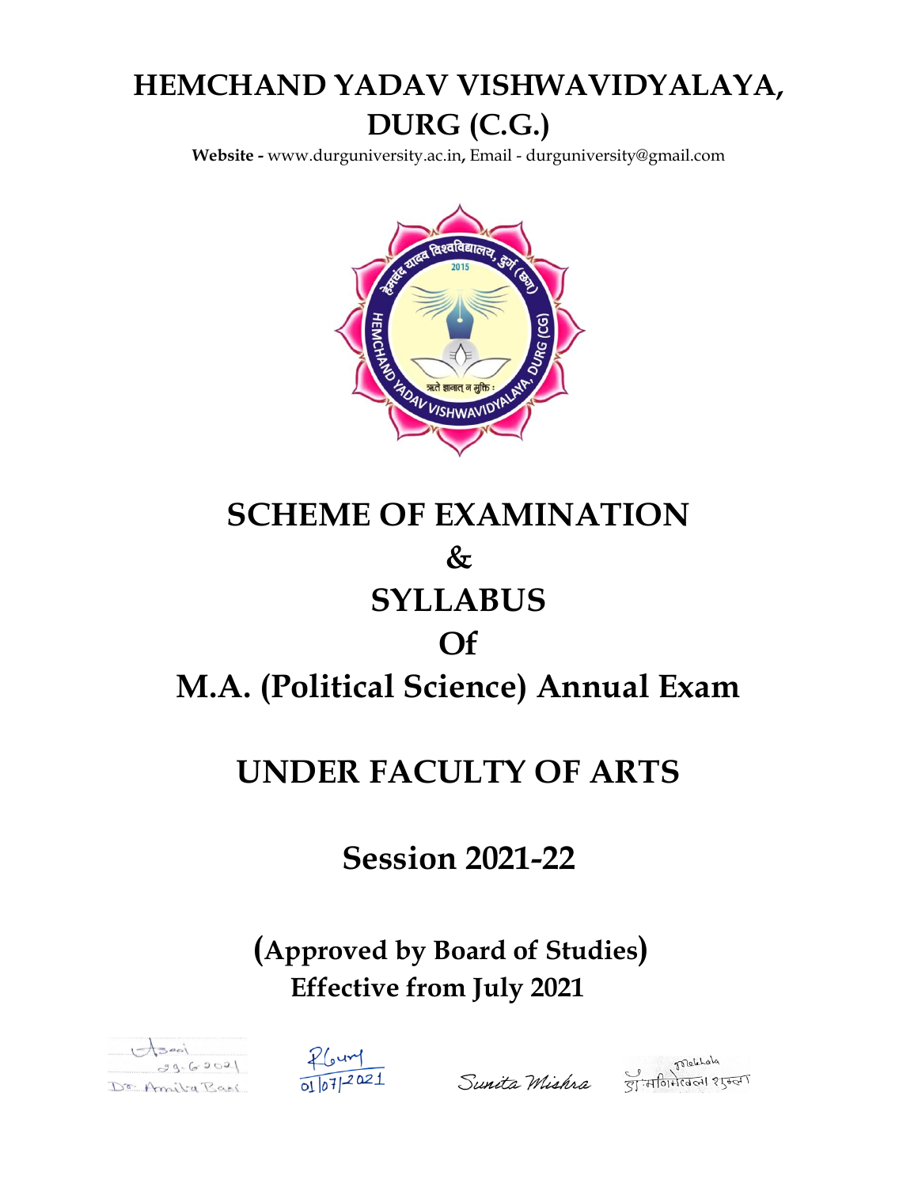# HEMCHAND YADAV VISHWAVIDYALAYA, DURG (C.G.)

**Website -** www.durguniversity.ac.in, Email - durguniversity@gmail.com

# SCHEME OF EXAMINATION

# &

# SYLLABUS

# Of

# M.A. (Political Science) Annual Exam

# UNDER FACULTY OF ARTS

## Session 2021-22

**(Approved by Board of Studies)**
**Effective from July 2021**

29.6.2021 Dr. Amita Baxi    01/07/2021    Sunita Mishra    डॉ. मणिमेखला शुक्ला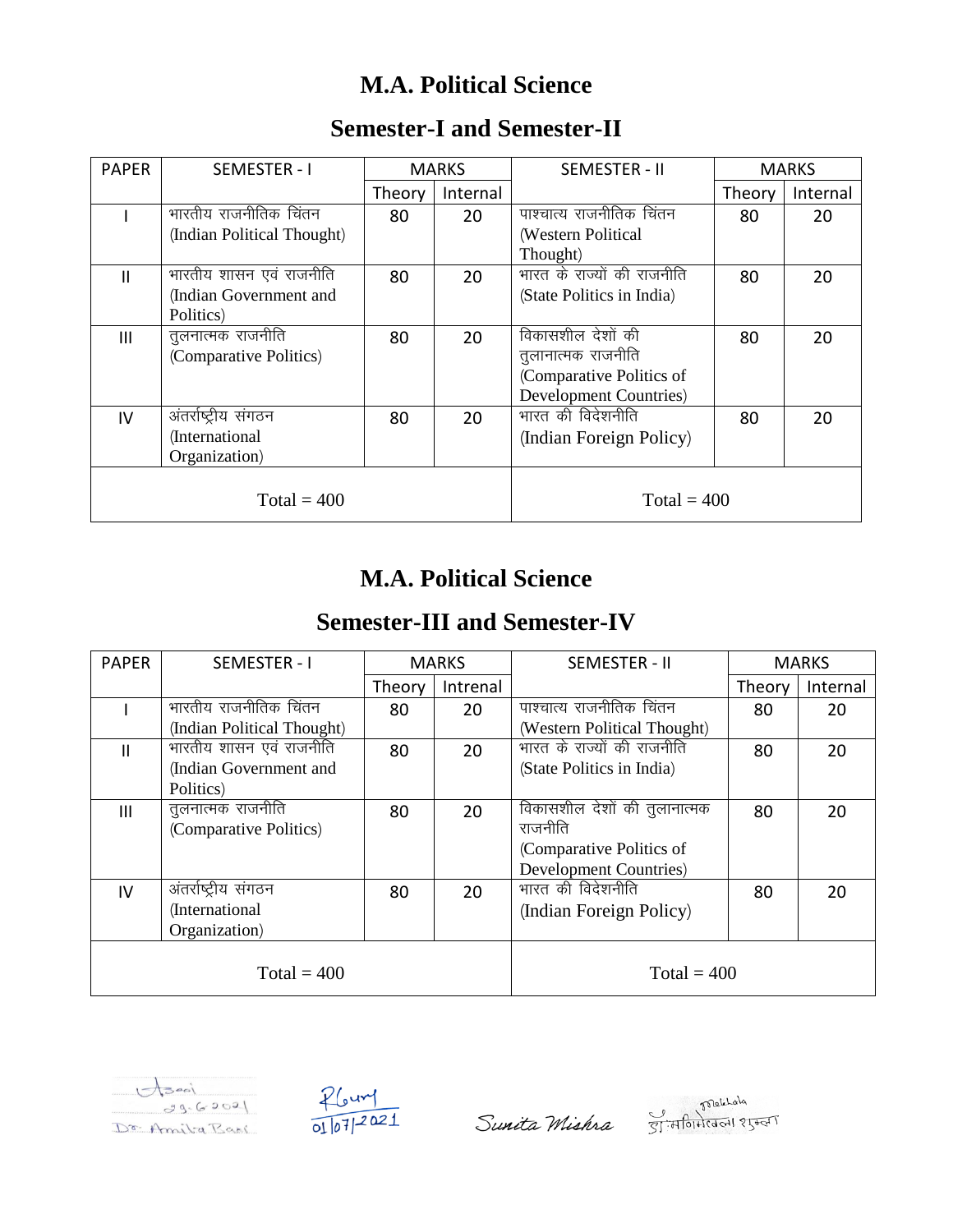# M.A. Political Science

## Semester-I and Semester-II

| PAPER | SEMESTER - I | MARKS | | SEMESTER - II | MARKS | |
|---|---|---|---|---|---|---|
| | | Theory | Internal | | Theory | Internal |
| I | भारतीय राजनीतिक चिंतन (Indian Political Thought) | 80 | 20 | पाश्चात्य राजनीतिक चिंतन (Western Political Thought) | 80 | 20 |
| II | भारतीय शासन एवं राजनीति (Indian Government and Politics) | 80 | 20 | भारत के राज्यों की राजनीति (State Politics in India) | 80 | 20 |
| III | तुलनात्मक राजनीति (Comparative Politics) | 80 | 20 | विकासशील देशों की तुलानात्मक राजनीति (Comparative Politics of Development Countries) | 80 | 20 |
| IV | अंतर्राष्ट्रीय संगठन (International Organization) | 80 | 20 | भारत की विदेशनीति (Indian Foreign Policy) | 80 | 20 |
| Total = 400 | | | | Total = 400 | | |

# M.A. Political Science

## Semester-III and Semester-IV

| PAPER | SEMESTER - I | MARKS | | SEMESTER - II | MARKS | |
|---|---|---|---|---|---|---|
| | | Theory | Intrenal | | Theory | Intrenal |
| I | भारतीय राजनीतिक चिंतन (Indian Political Thought) | 80 | 20 | पाश्चात्य राजनीतिक चिंतन (Western Political Thought) | 80 | 20 |
| II | भारतीय शासन एवं राजनीति (Indian Government and Politics) | 80 | 20 | भारत के राज्यों की राजनीति (State Politics in India) | 80 | 20 |
| III | तुलनात्मक राजनीति (Comparative Politics) | 80 | 20 | विकासशील देशों की तुलानात्मक राजनीति (Comparative Politics of Development Countries) | 80 | 20 |
| IV | अंतर्राष्ट्रीय संगठन (International Organization) | 80 | 20 | भारत की विदेशनीति (Indian Foreign Policy) | 80 | 20 |
| Total = 400 | | | | Total = 400 | | |

29.6.2021 Dr. Amita Bani     01/07/2021     Sunita Mishra     डॉ. मणिमेखला शुक्ला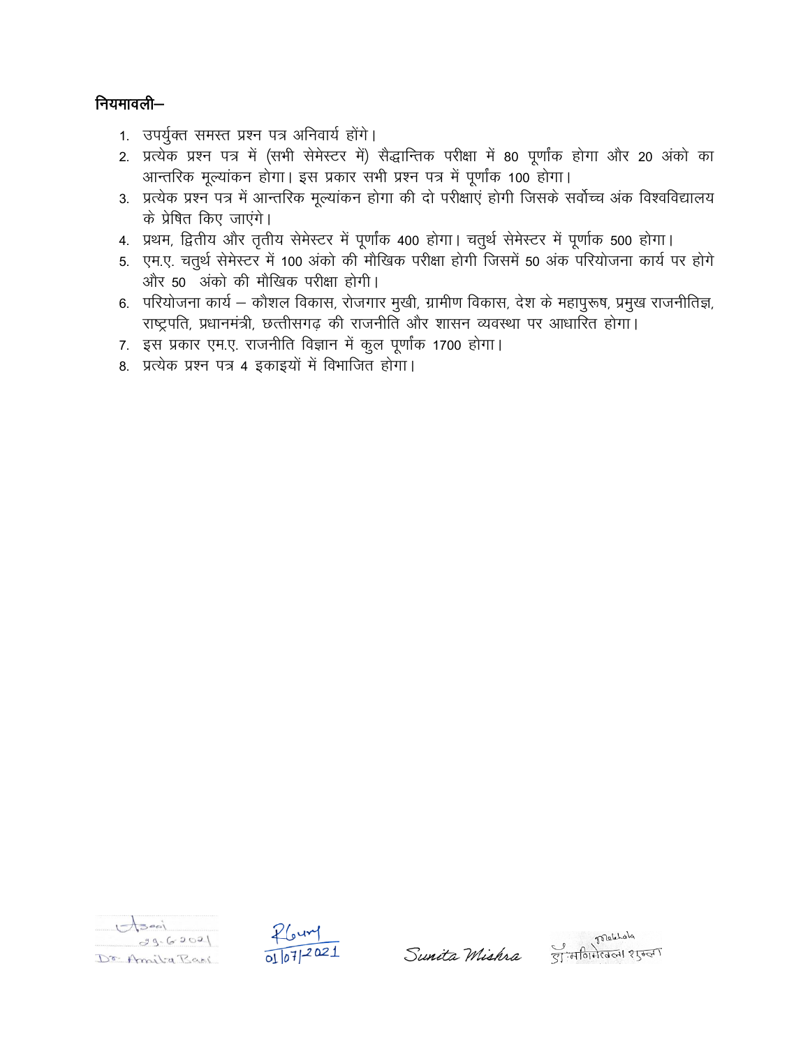**नियमावली–**

1. उपर्युक्त समस्त प्रश्न पत्र अनिवार्य होंगे।
2. प्रत्येक प्रश्न पत्र में (सभी सेमेस्टर में) सैद्धान्तिक परीक्षा में 80 पूर्णांक होगा और 20 अंको का आन्तरिक मूल्यांकन होगा। इस प्रकार सभी प्रश्न पत्र में पूर्णांक 100 होगा।
3. प्रत्येक प्रश्न पत्र में आन्तरिक मूल्यांकन होगा की दो परीक्षाएं होगी जिसके सर्वोच्च अंक विश्वविद्यालय के प्रेषित किए जाएंगे।
4. प्रथम, द्वितीय और तृतीय सेमेस्टर में पूर्णांक 400 होगा। चतुर्थ सेमेस्टर में पूर्णाक 500 होगा।
5. एम.ए. चतुर्थ सेमेस्टर में 100 अंको की मौखिक परीक्षा होगी जिसमें 50 अंक परियोजना कार्य पर होगे और 50 अंको की मौखिक परीक्षा होगी।
6. परियोजना कार्य – कौशल विकास, रोजगार मुखी, ग्रामीण विकास, देश के महापुरूष, प्रमुख राजनीतिज्ञ, राष्ट्रपति, प्रधानमंत्री, छत्तीसगढ़ की राजनीति और शासन व्यवस्था पर आधारित होगा।
7. इस प्रकार एम.ए. राजनीति विज्ञान में कुल पूर्णांक 1700 होगा।
8. प्रत्येक प्रश्न पत्र 4 इकाइयों में विभाजित होगा।

29.6.2021
Dr. Amita Bani

01/07/2021

Sunita Mishra

डॉ. मणिमेखला शुक्ला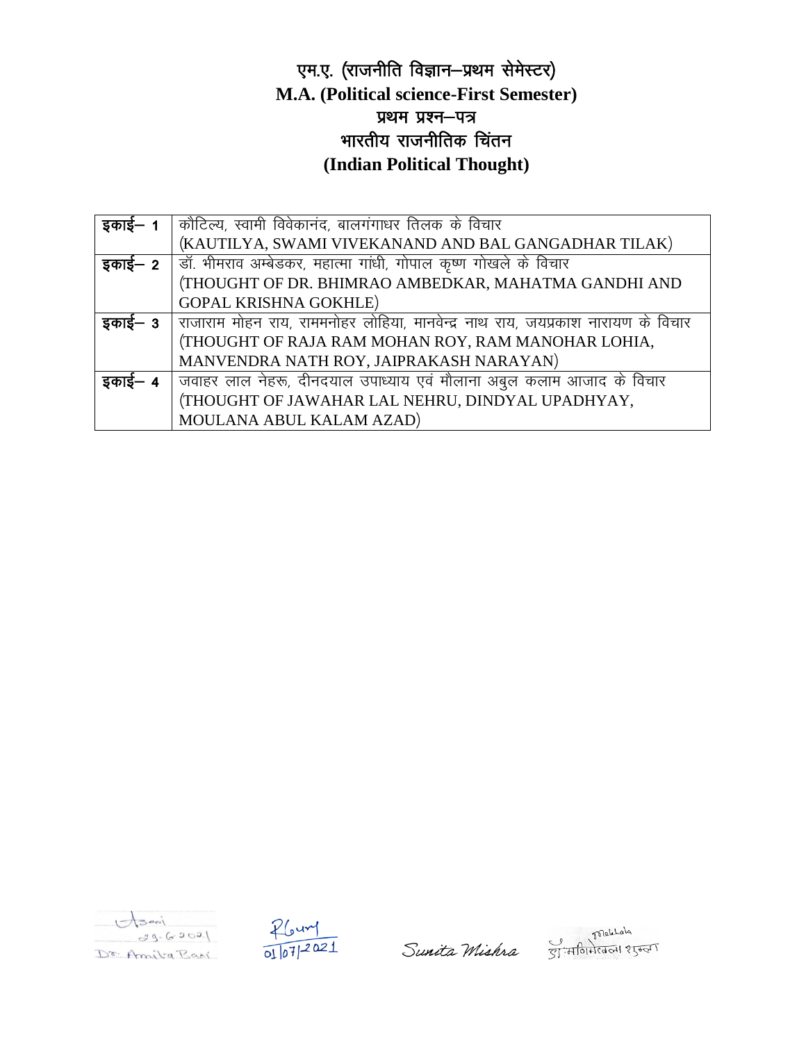# एम.ए. (राजनीति विज्ञान–प्रथम सेमेस्टर)
# M.A. (Political science-First Semester)
## प्रथम प्रश्न–पत्र
## भारतीय राजनीतिक चिंतन
## (Indian Political Thought)

| | |
|---|---|
| **इकाई– 1** | कौटिल्य, स्वामी विवेकानंद, बालगंगाधर तिलक के विचार (KAUTILYA, SWAMI VIVEKANAND AND BAL GANGADHAR TILAK) |
| **इकाई– 2** | डॉ. भीमराव अम्बेडकर, महात्मा गांधी, गोपाल कृष्ण गोखले के विचार (THOUGHT OF DR. BHIMRAO AMBEDKAR, MAHATMA GANDHI AND GOPAL KRISHNA GOKHLE) |
| **इकाई– 3** | राजाराम मोहन राय, राममनोहर लोहिया, मानवेन्द्र नाथ राय, जयप्रकाश नारायण के विचार (THOUGHT OF RAJA RAM MOHAN ROY, RAM MANOHAR LOHIA, MANVENDRA NATH ROY, JAIPRAKASH NARAYAN) |
| **इकाई– 4** | जवाहर लाल नेहरू, दीनदयाल उपाध्याय एवं मौलाना अबुल कलाम आजाद के विचार (THOUGHT OF JAWAHAR LAL NEHRU, DINDYAL UPADHYAY, MOULANA ABUL KALAM AZAD) |

29.6.2021
Dr. Amita Bari

01/07/2021

Sunita Mishra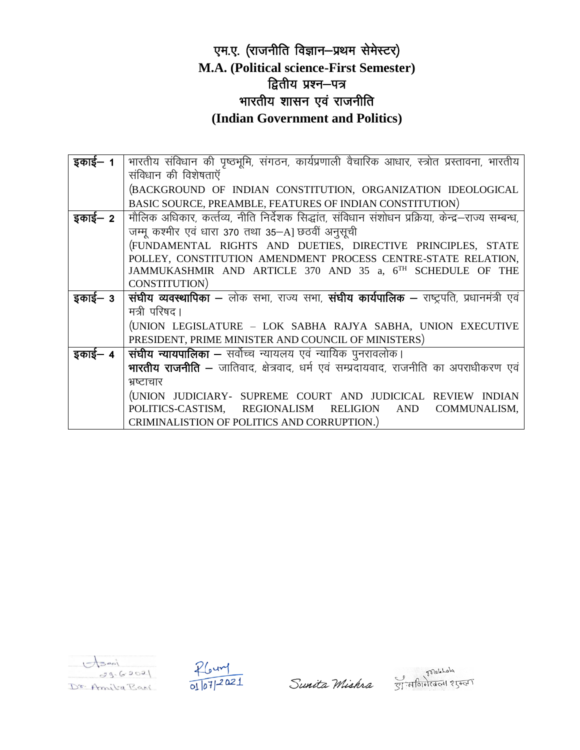# एम.ए. (राजनीति विज्ञान–प्रथम सेमेस्टर)
# M.A. (Political science-First Semester)
## द्वितीय प्रश्न–पत्र
## भारतीय शासन एवं राजनीति
## (Indian Government and Politics)

| | |
|---|---|
| **इकाई– 1** | भारतीय संविधान की पृष्ठभूमि, संगठन, कार्यप्रणाली वैचारिक आधार, स्त्रोत प्रस्तावना, भारतीय संविधान की विशेषताएँ<br>(BACKGROUND OF INDIAN CONSTITUTION, ORGANIZATION IDEOLOGICAL BASIC SOURCE, PREAMBLE, FEATURES OF INDIAN CONSTITUTION) |
| **इकाई– 2** | मौलिक अधिकार, कर्त्तव्य, नीति निर्देशक सिद्धांत, संविधान संशोधन प्रक्रिया, केन्द्र–राज्य सम्बन्ध, जम्मू कश्मीर एवं धारा 370 तथा 35–A] छठवीं अनुसूची<br>(FUNDAMENTAL RIGHTS AND DUETIES, DIRECTIVE PRINCIPLES, STATE POLLEY, CONSTITUTION AMENDMENT PROCESS CENTRE-STATE RELATION, JAMMUKASHMIR AND ARTICLE 370 AND 35 a, 6TH SCHEDULE OF THE CONSTITUTION) |
| **इकाई– 3** | **संघीय व्यवस्थापिका** – लोक सभा, राज्य सभा, **संघीय कार्यपालिक** – राष्ट्रपति, प्रधानमंत्री एवं मत्री परिषद।<br>(UNION LEGISLATURE – LOK SABHA RAJYA SABHA, UNION EXECUTIVE PRESIDENT, PRIME MINISTER AND COUNCIL OF MINISTERS) |
| **इकाई– 4** | **संघीय न्यायपालिका** – सर्वोच्च न्यायलय एवं न्यायिक पुनरावलोक।<br>**भारतीय राजनीति** – जातिवाद, क्षेत्रवाद, धर्म एवं सम्प्रदायवाद, राजनीति का अपराधीकरण एवं भ्रष्टाचार<br>(UNION JUDICIARY- SUPREME COURT AND JUDICICAL REVIEW INDIAN POLITICS-CASTISM, REGIONALISM RELIGION AND COMMUNALISM, CRIMINALISTION OF POLITICS AND CORRUPTION.) |

29.6.2021
Dr. Amita Bani

01/07/2021

Sunita Mishra

डॉ मणिमेखला शुक्ला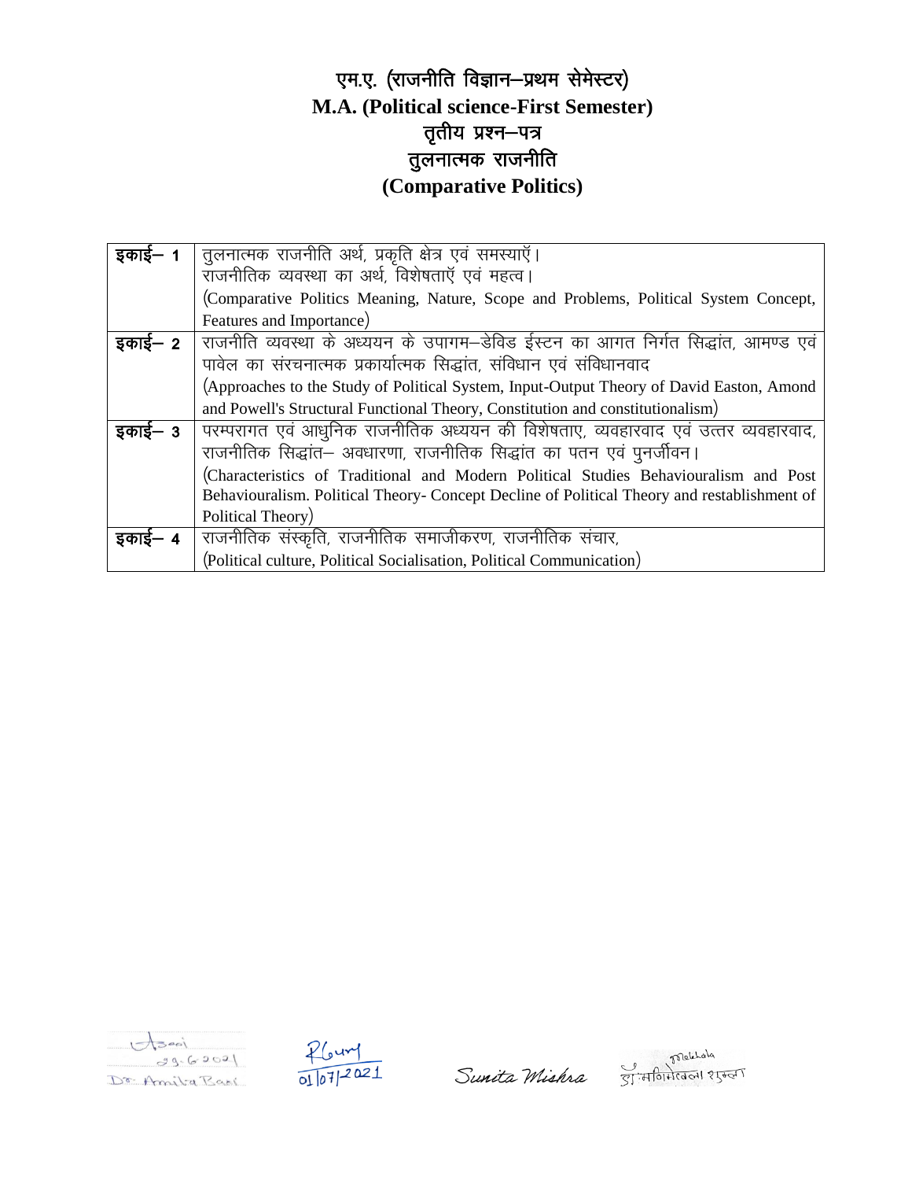# एम.ए. (राजनीति विज्ञान–प्रथम सेमेस्टर)
# M.A. (Political science-First Semester)
## तृतीय प्रश्न–पत्र
## तुलनात्मक राजनीति
## (Comparative Politics)

| | |
|---|---|
| **इकाई– 1** | तुलनात्मक राजनीति अर्थ, प्रकृति क्षेत्र एवं समस्याएँ। राजनीतिक व्यवस्था का अर्थ, विशेषताएँ एवं महत्व। (Comparative Politics Meaning, Nature, Scope and Problems, Political System Concept, Features and Importance) |
| **इकाई– 2** | राजनीति व्यवस्था के अध्ययन के उपागम–डेविड ईस्टन का आगत निर्गत सिद्धांत, आमण्ड एवं पावेल का संरचनात्मक प्रकार्यात्मक सिद्धांत, संविधान एवं संविधानवाद (Approaches to the Study of Political System, Input-Output Theory of David Easton, Amond and Powell's Structural Functional Theory, Constitution and constitutionalism) |
| **इकाई– 3** | परम्परागत एवं आधुनिक राजनीतिक अध्ययन की विशेषताए, व्यवहारवाद एवं उत्तर व्यवहारवाद, राजनीतिक सिद्धांत– अवधारणा, राजनीतिक सिद्धांत का पतन एवं पुनर्जीवन। (Characteristics of Traditional and Modern Political Studies Behaviouralism and Post Behaviouralism. Political Theory- Concept Decline of Political Theory and restablishment of Political Theory) |
| **इकाई– 4** | राजनीतिक संस्कृति, राजनीतिक समाजीकरण, राजनीतिक संचार, (Political culture, Political Socialisation, Political Communication) |

Dr. Amita Bari 29.6.2021 &nbsp;&nbsp;&nbsp; 01/07/2021 &nbsp;&nbsp;&nbsp; Sunita Mishra &nbsp;&nbsp;&nbsp; डॉ मणिमेखला शुक्ला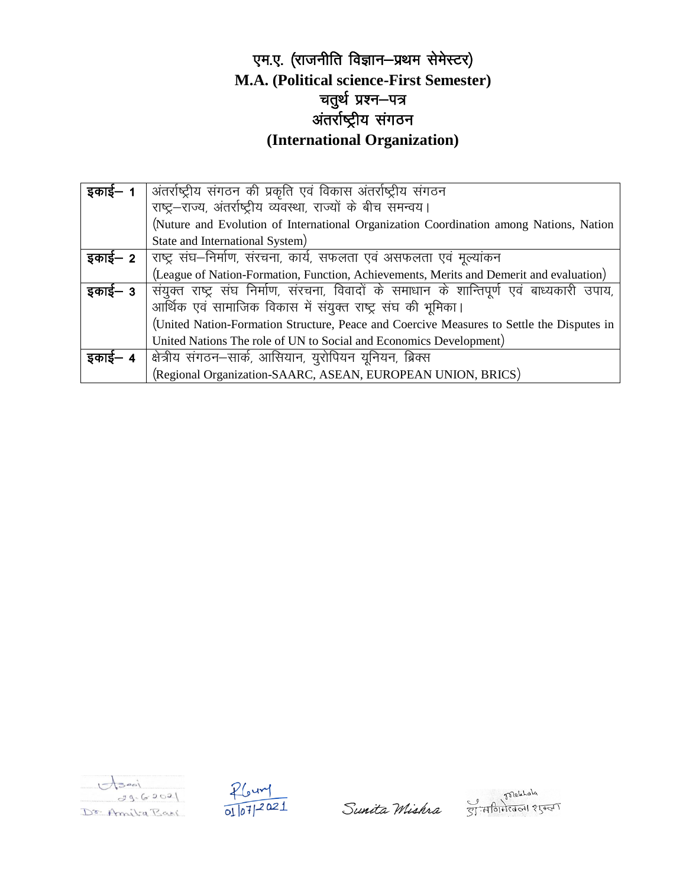# एम.ए. (राजनीति विज्ञान–प्रथम सेमेस्टर)
# M.A. (Political science-First Semester)
## चतुर्थ प्रश्न–पत्र
## अंतर्राष्ट्रीय संगठन
## (International Organization)

| | |
|---|---|
| **इकाई– 1** | अंतर्राष्ट्रीय संगठन की प्रकृति एवं विकास अंतर्राष्ट्रीय संगठन राष्ट्र–राज्य, अंतर्राष्ट्रीय व्यवस्था, राज्यों के बीच समन्वय। (Nuture and Evolution of International Organization Coordination among Nations, Nation State and International System) |
| **इकाई– 2** | राष्ट्र संघ–निर्माण, संरचना, कार्य, सफलता एवं असफलता एवं मूल्यांकन (League of Nation-Formation, Function, Achievements, Merits and Demerit and evaluation) |
| **इकाई– 3** | संयुक्त राष्ट्र संघ निर्माण, संरचना, विवादों के समाधान के शान्तिपूर्ण एवं बाध्यकारी उपाय, आर्थिक एवं सामाजिक विकास में संयुक्त राष्ट्र संघ की भूमिका। (United Nation-Formation Structure, Peace and Coercive Measures to Settle the Disputes in United Nations The role of UN to Social and Economics Development) |
| **इकाई– 4** | क्षेत्रीय संगठन–सार्क, आसियान, युरोपियन यूनियन, ब्रिक्स (Regional Organization-SAARC, ASEAN, EUROPEAN UNION, BRICS) |

29.6.2021
Dr. Amita Baxi

01/07/2021

Sunita Mishra

डॉ मनिमेखला शुक्ला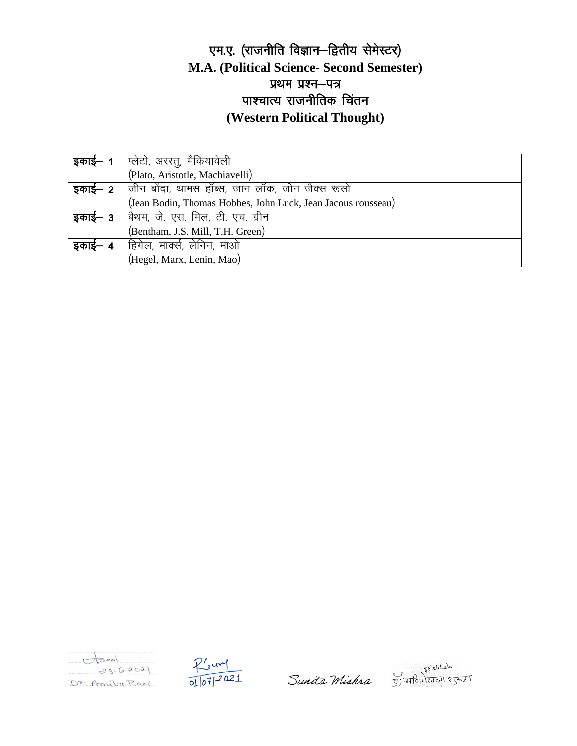# एम.ए. (राजनीति विज्ञान–द्वितीय सेमेस्टर)
# M.A. (Political Science- Second Semester)
## प्रथम प्रश्न–पत्र
## पाश्चात्य राजनीतिक चिंतन
## (Western Political Thought)

| | |
|---|---|
| **इकाई– 1** | प्लेटो, अरस्तु, मैकियावेली<br>(Plato, Aristotle, Machiavelli) |
| **इकाई– 2** | जीन बोंदा, थामस हॉब्स, जान लॉक, जीन जैक्स रूसो<br>(Jean Bodin, Thomas Hobbes, John Luck, Jean Jacous rousseau) |
| **इकाई– 3** | बैथम, जे. एस. मिल, टी. एच. ग्रीन<br>(Bentham, J.S. Mill, T.H. Green) |
| **इकाई– 4** | हिगेल, मार्क्स, लेनिन, माओ<br>(Hegel, Marx, Lenin, Mao) |

29.6.2021
Dr. Amita Baxi

01/07/2021

Sunita Mishra

डॉ. मणिमेखला शुक्ला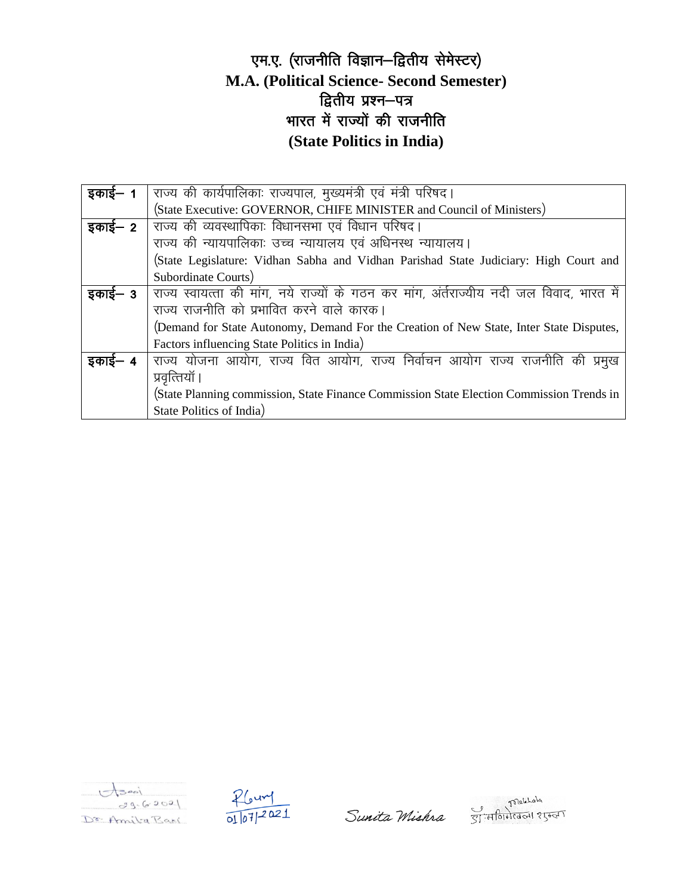# एम.ए. (राजनीति विज्ञान–द्वितीय सेमेस्टर)
# M.A. (Political Science- Second Semester)
## द्वितीय प्रश्न–पत्र
## भारत में राज्यों की राजनीति
## (State Politics in India)

| | |
|---|---|
| **इकाई– 1** | राज्य की कार्यपालिकाः राज्यपाल, मुख्यमंत्री एवं मंत्री परिषद।<br>(State Executive: GOVERNOR, CHIFE MINISTER and Council of Ministers) |
| **इकाई– 2** | राज्य की व्यवस्थापिकाः विधानसभा एवं विधान परिषद।<br>राज्य की न्यायपालिकाः उच्च न्यायालय एवं अधिनस्थ न्यायालय।<br>(State Legislature: Vidhan Sabha and Vidhan Parishad State Judiciary: High Court and Subordinate Courts) |
| **इकाई– 3** | राज्य स्वायत्ता की मांग, नये राज्यों के गठन कर मांग, अंतर्राज्यीय नदी जल विवाद, भारत में राज्य राजनीति को प्रभावित करने वाले कारक।<br>(Demand for State Autonomy, Demand For the Creation of New State, Inter State Disputes, Factors influencing State Politics in India) |
| **इकाई– 4** | राज्य योजना आयोग, राज्य वित आयोग, राज्य निर्वाचन आयोग राज्य राजनीति की प्रमुख प्रवृत्तियॉ।<br>(State Planning commission, State Finance Commission State Election Commission Trends in State Politics of India) |

29.6.2021
Dr. Amita Bari

01/07/2021

Sunita Mishra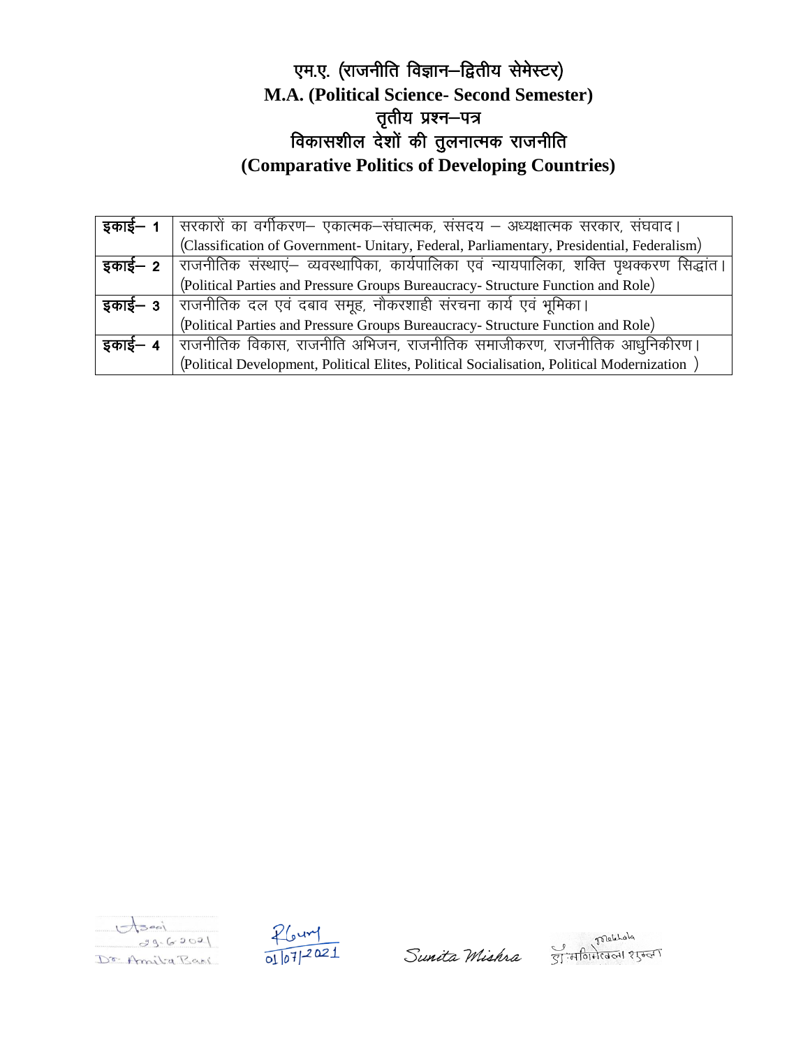# एम.ए. (राजनीति विज्ञान–द्वितीय सेमेस्टर)
# M.A. (Political Science- Second Semester)
## तृतीय प्रश्न–पत्र
## विकासशील देशों की तुलनात्मक राजनीति
## (Comparative Politics of Developing Countries)

| | |
|---|---|
| **इकाई– 1** | सरकारों का वर्गीकरण– एकात्मक–संघात्मक, संसदय – अध्यक्षात्मक सरकार, संघवाद। (Classification of Government- Unitary, Federal, Parliamentary, Presidential, Federalism) |
| **इकाई– 2** | राजनीतिक संस्थाएं– व्यवस्थापिका, कार्यपालिका एवं न्यायपालिका, शक्ति पृथक्करण सिद्धांत। (Political Parties and Pressure Groups Bureaucracy- Structure Function and Role) |
| **इकाई– 3** | राजनीतिक दल एवं दबाव समूह, नौकरशाही संरचना कार्य एवं भूमिका। (Political Parties and Pressure Groups Bureaucracy- Structure Function and Role) |
| **इकाई– 4** | राजनीतिक विकास, राजनीति अभिजन, राजनीतिक समाजीकरण, राजनीतिक आधुनिकीरण। (Political Development, Political Elites, Political Socialisation, Political Modernization ) |

29.6.2021
Dr. Amita Bari

01/07/2021

Sunita Mishra

डॉ. मणिमेखला शुक्ला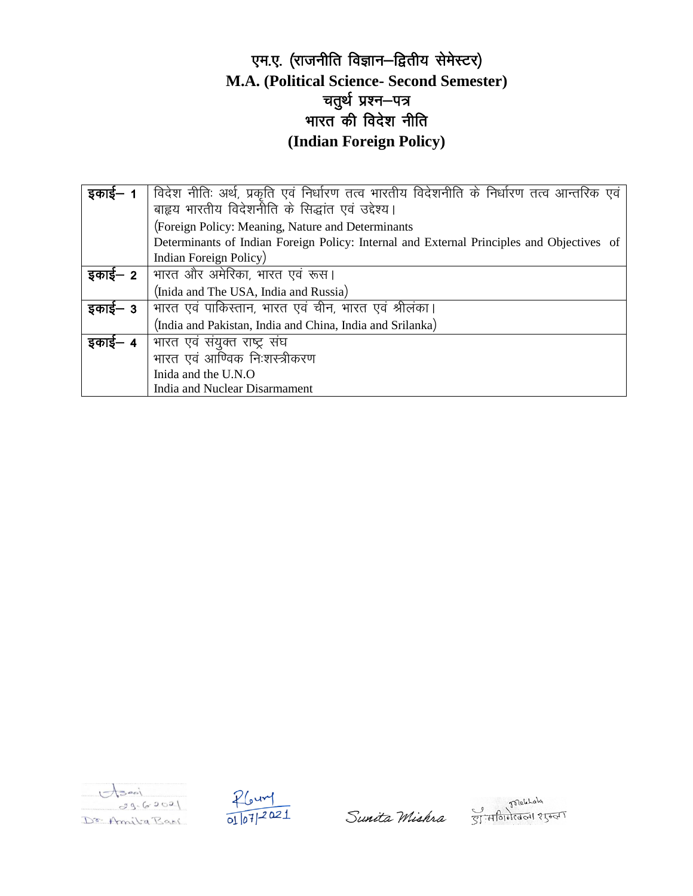# एम.ए. (राजनीति विज्ञान–द्वितीय सेमेस्टर)
# M.A. (Political Science- Second Semester)
## चतुर्थ प्रश्न–पत्र
## भारत की विदेश नीति
## (Indian Foreign Policy)

| | |
|---|---|
| **इकाई– 1** | विदेश नीतिः अर्थ, प्रकृति एवं निर्धारण तत्व भारतीय विदेशनीति के निर्धारण तत्व आन्तरिक एवं बाह्य भारतीय विदेशनीति के सिद्धांत एवं उद्देश्य।<br>(Foreign Policy: Meaning, Nature and Determinants<br>Determinants of Indian Foreign Policy: Internal and External Principles and Objectives of Indian Foreign Policy) |
| **इकाई– 2** | भारत और अमेरिका, भारत एवं रूस।<br>(Inida and The USA, India and Russia) |
| **इकाई– 3** | भारत एवं पाकिस्तान, भारत एवं चीन, भारत एवं श्रीलंका।<br>(India and Pakistan, India and China, India and Srilanka) |
| **इकाई– 4** | भारत एवं संयुक्त राष्ट्र संघ<br>भारत एवं आण्विक निःशस्त्रीकरण<br>Inida and the U.N.O<br>India and Nuclear Disarmament |

29.6.2021
Dr. Amita Bari

01/07/2021

Sunita Mishra

डॉ मणिमेखला शुक्ला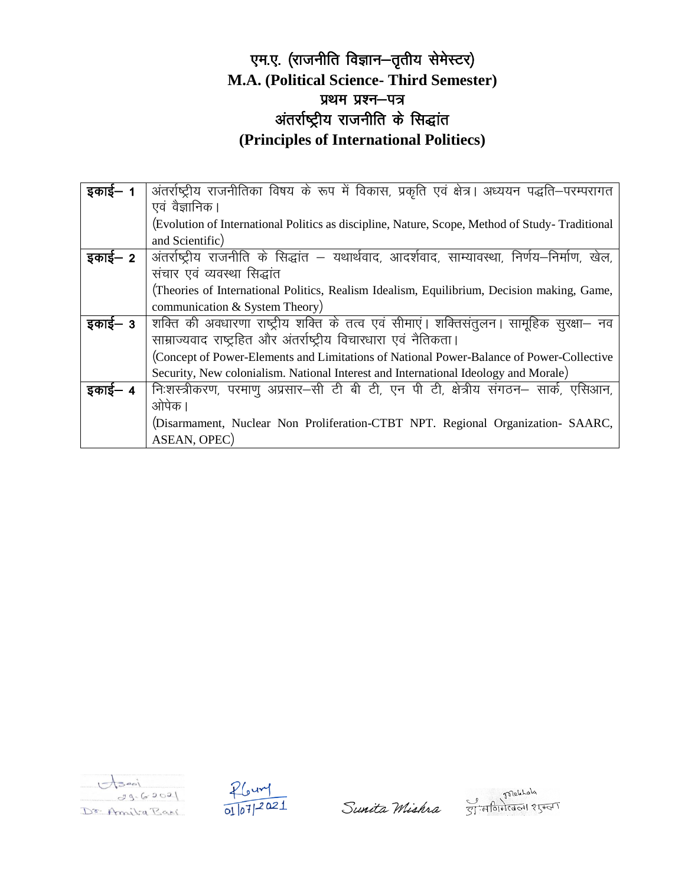# एम.ए. (राजनीति विज्ञान–तृतीय सेमेस्टर)
# M.A. (Political Science- Third Semester)
## प्रथम प्रश्न–पत्र
## अंतर्राष्ट्रीय राजनीति के सिद्धांत
## (Principles of International Politiecs)

| | |
|---|---|
| **इकाई– 1** | अंतर्राष्ट्रीय राजनीतिका विषय के रूप में विकास, प्रकृति एवं क्षेत्र। अध्ययन पद्धति–परम्परागत एवं वैज्ञानिक।<br>(Evolution of International Politics as discipline, Nature, Scope, Method of Study- Traditional and Scientific) |
| **इकाई– 2** | अंतर्राष्ट्रीय राजनीति के सिद्धांत – यथार्थवाद, आदर्शवाद, साम्यावस्था, निर्णय–निर्माण, खेल, संचार एवं व्यवस्था सिद्धांत<br>(Theories of International Politics, Realism Idealism, Equilibrium, Decision making, Game, communication & System Theory) |
| **इकाई– 3** | शक्ति की अवधारणा राष्ट्रीय शक्ति के तत्व एवं सीमाएं। शक्तिसंतुलन। सामूहिक सुरक्षा– नव साम्राज्यवाद राष्ट्रहित और अंतर्राष्ट्रीय विचारधारा एवं नैतिकता।<br>(Concept of Power-Elements and Limitations of National Power-Balance of Power-Collective Security, New colonialism. National Interest and International Ideology and Morale) |
| **इकाई– 4** | निःशस्त्रीकरण, परमाणु अप्रसार–सी टी बी टी, एन पी टी, क्षेत्रीय संगठन– सार्क, एसिआन, ओपेक।<br>(Disarmament, Nuclear Non Proliferation-CTBT NPT. Regional Organization- SAARC, ASEAN, OPEC) |

29.6.2021
Dr. Amita Baal

01/07/2021

Sunita Mishra

डॉ. मालविका शुक्ला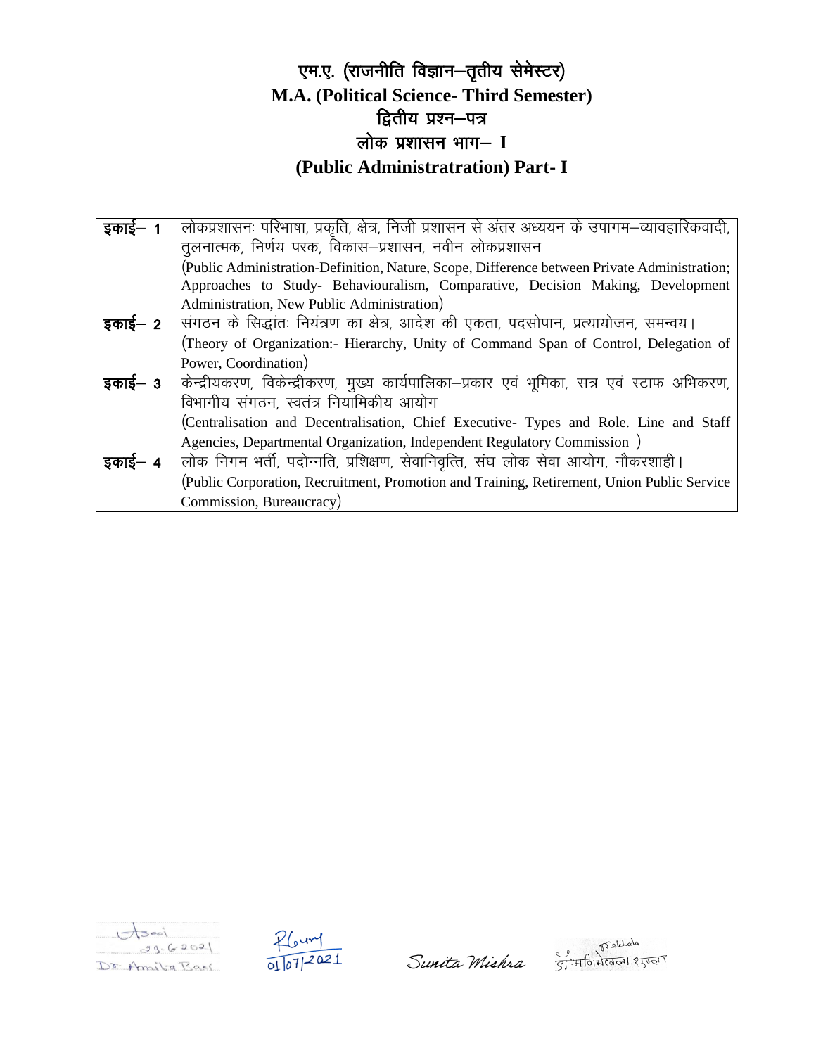# एम.ए. (राजनीति विज्ञान–तृतीय सेमेस्टर)

# M.A. (Political Science- Third Semester)

## द्वितीय प्रश्न–पत्र

## लोक प्रशासन भाग– I

## (Public Administratration) Part- I

| | |
|---|---|
| इकाई– 1 | लोकप्रशासनः परिभाषा, प्रकृति, क्षेत्र, निजी प्रशासन से अंतर अध्ययन के उपागम–व्यावहारिकवादी, तुलनात्मक, निर्णय परक, विकास–प्रशासन, नवीन लोकप्रशासन<br>(Public Administration-Definition, Nature, Scope, Difference between Private Administration; Approaches to Study- Behaviouralism, Comparative, Decision Making, Development Administration, New Public Administration) |
| इकाई– 2 | संगठन के सिद्धांतः नियंत्रण का क्षेत्र, आदेश की एकता, पदसोपान, प्रत्यायोजन, समन्वय।<br>(Theory of Organization:- Hierarchy, Unity of Command Span of Control, Delegation of Power, Coordination) |
| इकाई– 3 | केन्द्रीयकरण, विकेन्द्रीकरण, मुख्य कार्यपालिका–प्रकार एवं भूमिका, सत्र एवं स्टाफ अभिकरण, विभागीय संगठन, स्वतंत्र नियामिकीय आयोग<br>(Centralisation and Decentralisation, Chief Executive- Types and Role. Line and Staff Agencies, Departmental Organization, Independent Regulatory Commission ) |
| इकाई– 4 | लोक निगम भर्ती, पदोन्नति, प्रशिक्षण, सेवानिवृत्ति, संघ लोक सेवा आयोग, नौकरशाही।<br>(Public Corporation, Recruitment, Promotion and Training, Retirement, Union Public Service Commission, Bureaucracy) |

29.6.2021
Dr. Amita Baxi

01/07/2021

Sunita Mishra

डॉ. मनिमेखला शुक्ला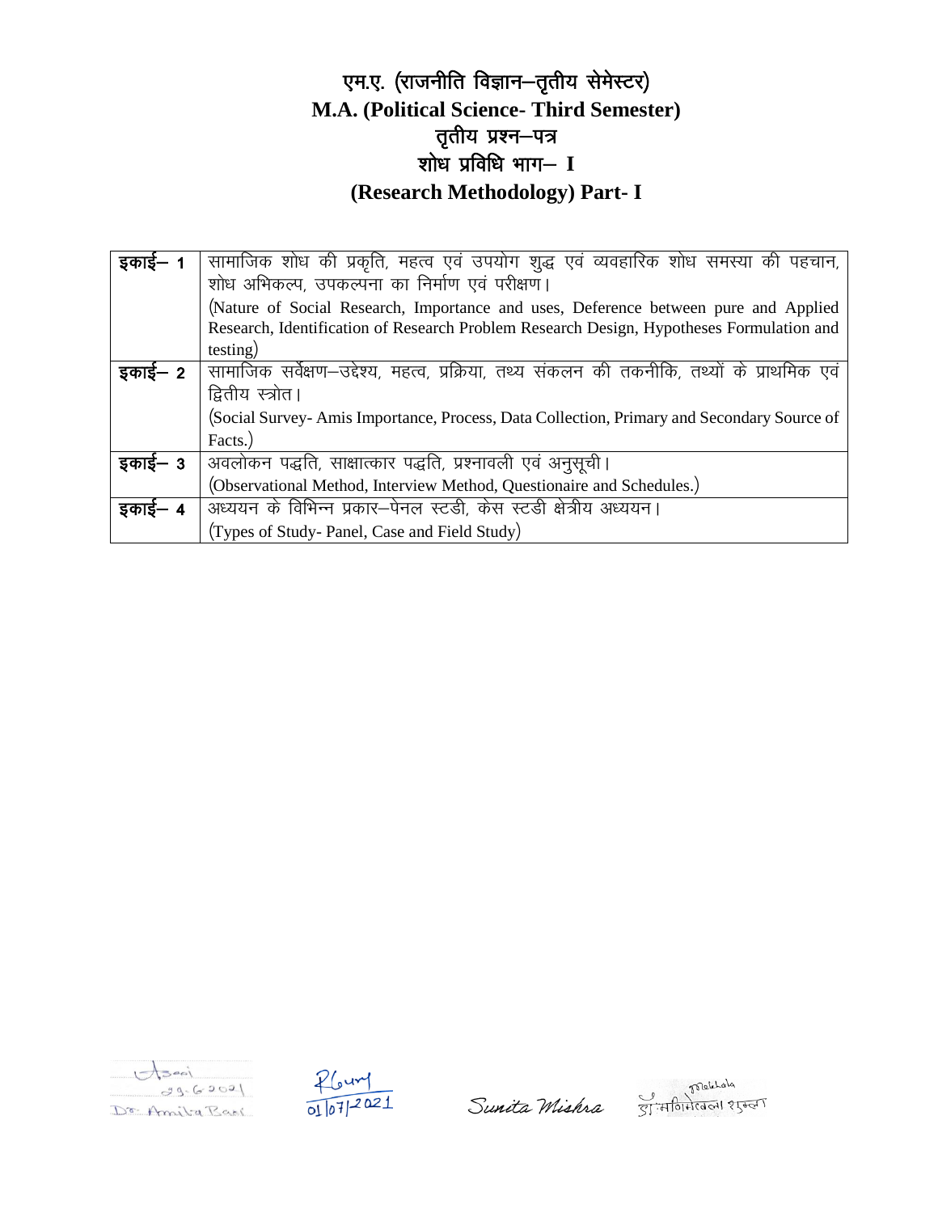# एम.ए. (राजनीति विज्ञान–तृतीय सेमेस्टर)
# M.A. (Political Science- Third Semester)
## तृतीय प्रश्न–पत्र
## शोध प्रविधि भाग– I
## (Research Methodology) Part- I

| | |
|---|---|
| इकाई– 1 | सामाजिक शोध की प्रकृति, महत्व एवं उपयोग शुद्ध एवं व्यवहारिक शोध समस्या की पहचान, शोध अभिकल्प, उपकल्पना का निर्माण एवं परीक्षण।<br>(Nature of Social Research, Importance and uses, Deference between pure and Applied Research, Identification of Research Problem Research Design, Hypotheses Formulation and testing) |
| इकाई– 2 | सामाजिक सर्वेक्षण–उद्देश्य, महत्व, प्रक्रिया, तथ्य संकलन की तकनीकि, तथ्यों के प्राथमिक एवं द्वितीय स्त्रोत।<br>(Social Survey- Amis Importance, Process, Data Collection, Primary and Secondary Source of Facts.) |
| इकाई– 3 | अवलोकन पद्धति, साक्षात्कार पद्धति, प्रश्नावली एवं अनुसूची।<br>(Observational Method, Interview Method, Questionaire and Schedules.) |
| इकाई– 4 | अध्ययन के विभिन्न प्रकार–पेनल स्टडी, केस स्टडी क्षेत्रीय अध्ययन।<br>(Types of Study- Panel, Case and Field Study) |

29.6.2021
Dr. Amita Bari

01/07/2021

Sunita Mishra

डॉ मणिमेखला शुक्ला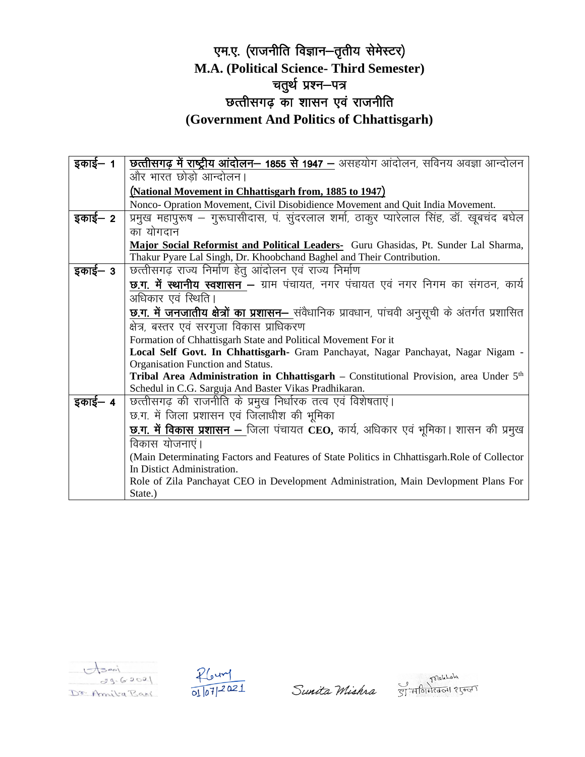# एम.ए. (राजनीति विज्ञान–तृतीय सेमेस्टर)
# M.A. (Political Science- Third Semester)
## चतुर्थ प्रश्न–पत्र
## छत्तीसगढ़ का शासन एवं राजनीति
## (Government And Politics of Chhattisgarh)

| | |
|---|---|
| **इकाई– 1** | **छत्तीसगढ़ में राष्ट्रीय आंदोलन– 1855 से 1947 –** असहयोग आंदोलन, सविनय अवज्ञा आन्दोलन और भारत छोड़ो आन्दोलन। <br> **(National Movement in Chhattisgarh from, 1885 to 1947)** <br> Nonco- Opration Movement, Civil Disobidience Movement and Quit India Movement. |
| **इकाई– 2** | प्रमुख महापुरूष – गुरूघासीदास, पं. सुंदरलाल शर्मा, ठाकुर प्यारेलाल सिंह, डॉ. खूबचंद बघेल का योगदान <br> **Major Social Reformist and Political Leaders-** Guru Ghasidas, Pt. Sunder Lal Sharma, Thakur Pyare Lal Singh, Dr. Khoobchand Baghel and Their Contribution. |
| **इकाई– 3** | छत्तीसगढ़ राज्य निर्माण हेतु आंदोलन एवं राज्य निर्माण <br> **छ.ग. में स्थानीय स्वशासन –** ग्राम पंचायत, नगर पंचायत एवं नगर निगम का संगठन, कार्य अधिकार एवं स्थिति। <br> **छ.ग. में जनजातीय क्षेत्रों का प्रशासन–** संवैधानिक प्रावधान, पांचवी अनुसूची के अंतर्गत प्रशासित क्षेत्र, बस्तर एवं सरगुजा विकास प्राधिकरण <br> Formation of Chhattisgarh State and Political Movement For it <br> **Local Self Govt. In Chhattisgarh-** Gram Panchayat, Nagar Panchayat, Nagar Nigam - Organisation Function and Status. <br> **Tribal Area Administration in Chhattisgarh** – Constitutional Provision, area Under 5th Schedul in C.G. Sarguja And Baster Vikas Pradhikaran. |
| **इकाई– 4** | छत्तीसगढ़ की राजनीति के प्रमुख निर्धारक तत्व एवं विशेषताएं। <br> छ.ग. में जिला प्रशासन एवं जिलाधीश की भूमिका <br> **छ.ग. में विकास प्रशासन –** जिला पंचायत **CEO,** कार्य, अधिकार एवं भूमिका। शासन की प्रमुख विकास योजनाएं। <br> (Main Determinating Factors and Features of State Politics in Chhattisgarh.Role of Collector In Distict Administration. <br> Role of Zila Panchayat CEO in Development Administration, Main Devlopment Plans For State.) |

29.6.2021
Dr. Amita Bani

01/07/2021

Sunita Mishra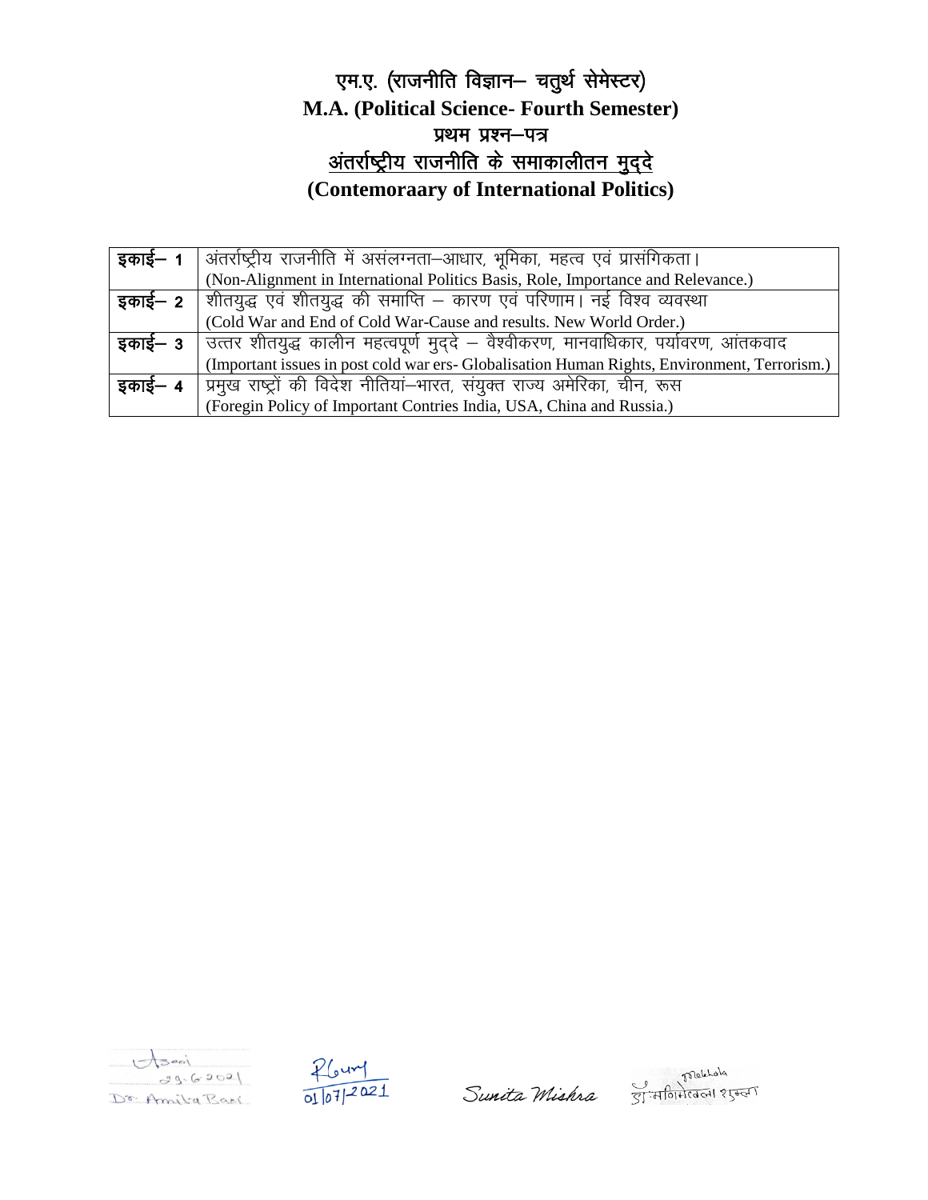# एम.ए. (राजनीति विज्ञान– चतुर्थ सेमेस्टर)

# M.A. (Political Science- Fourth Semester)

## प्रथम प्रश्न–पत्र

## अंतर्राष्ट्रीय राजनीति के समाकालीतन मुद्दे

## (Contemoraary of International Politics)

| | |
|---|---|
| इकाई– 1 | अंतर्राष्ट्रीय राजनीति में असंलग्नता–आधार, भूमिका, महत्व एवं प्रासंगिकता। (Non-Alignment in International Politics Basis, Role, Importance and Relevance.) |
| इकाई– 2 | शीतयुद्ध एवं शीतयुद्ध की समाप्ति – कारण एवं परिणाम। नई विश्व व्यवस्था (Cold War and End of Cold War-Cause and results. New World Order.) |
| इकाई– 3 | उत्तर शीतयुद्ध कालीन महत्वपूर्ण मुद्दे – वैश्वीकरण, मानवाधिकार, पर्यावरण, आंतकवाद (Important issues in post cold war ers- Globalisation Human Rights, Environment, Terrorism.) |
| इकाई– 4 | प्रमुख राष्ट्रों की विदेश नीतियां–भारत, संयुक्त राज्य अमेरिका, चीन, रूस (Foregin Policy of Important Contries India, USA, China and Russia.) |

29.6.2021
Dr. Amita Bari

01/07/2021

Sunita Mishra

डॉ. मणिमेखला शुक्ला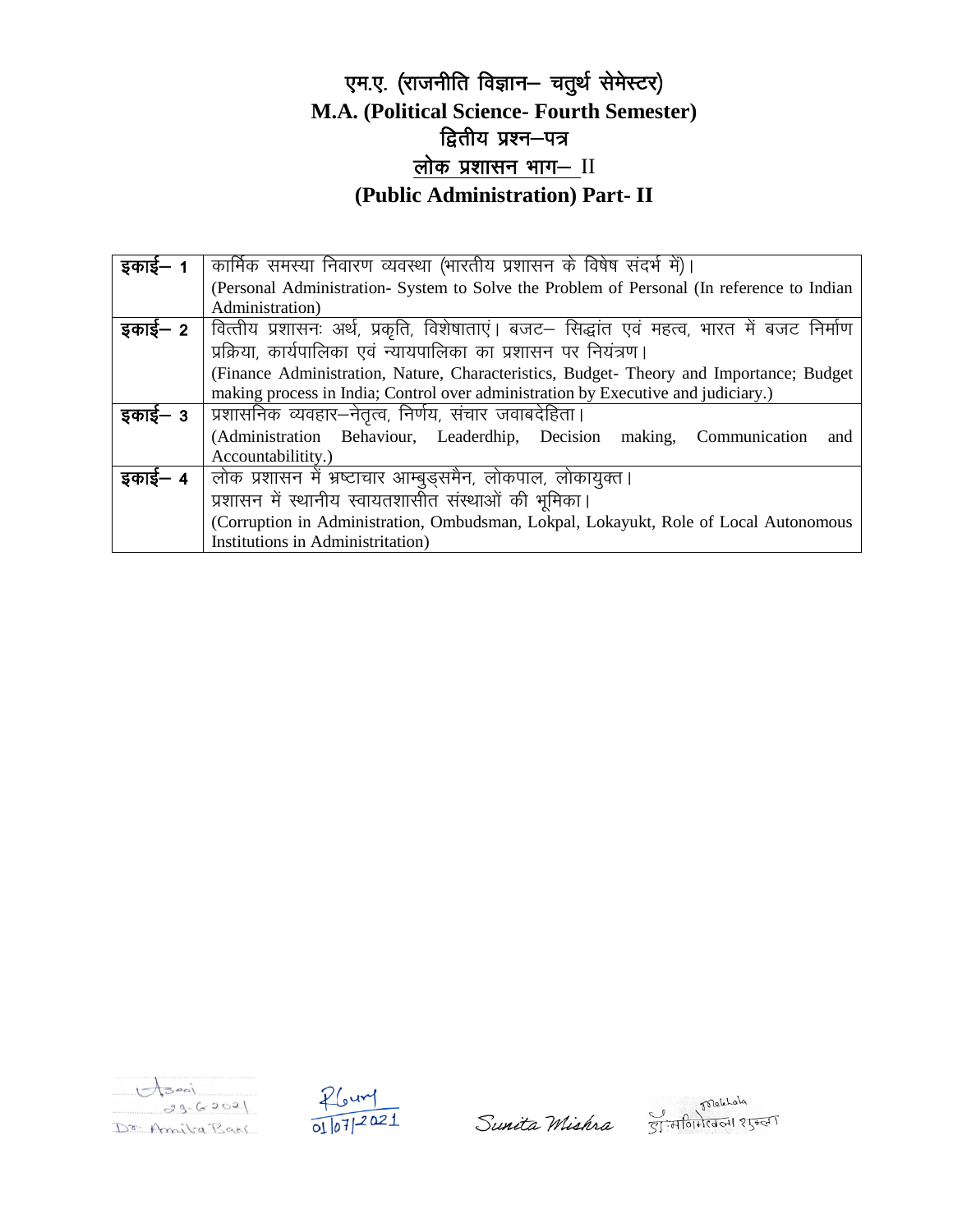# एम.ए. (राजनीति विज्ञान– चतुर्थ सेमेस्टर)
# M.A. (Political Science- Fourth Semester)
## द्वितीय प्रश्न–पत्र
## लोक प्रशासन भाग– II
## (Public Administration) Part- II

| | |
|---|---|
| इकाई– 1 | कार्मिक समस्या निवारण व्यवस्था (भारतीय प्रशासन के विषेष संदर्भ में)।<br>(Personal Administration- System to Solve the Problem of Personal (In reference to Indian Administration) |
| इकाई– 2 | वित्तीय प्रशासनः अर्थ, प्रकृति, विशेषाताएं। बजट– सिद्धांत एवं महत्व, भारत में बजट निर्माण प्रक्रिया, कार्यपालिका एवं न्यायपालिका का प्रशासन पर नियंत्रण।<br>(Finance Administration, Nature, Characteristics, Budget- Theory and Importance; Budget making process in India; Control over administration by Executive and judiciary.) |
| इकाई– 3 | प्रशासनिक व्यवहार–नेतृत्व, निर्णय, संचार जवाबदेहिता।<br>(Administration Behaviour, Leaderdhip, Decision making, Communication and Accountabilitity.) |
| इकाई– 4 | लोक प्रशासन में भ्रष्टाचार आम्बुड्समैन, लोकपाल, लोकायुक्त।<br>प्रशासन में स्थानीय स्वायतशासीत संस्थाओं की भूमिका।<br>(Corruption in Administration, Ombudsman, Lokpal, Lokayukt, Role of Local Autonomous Institutions in Administritation) |

29.6.2021
Dr. Amita Baxi

01/07/2021

Sunita Mishra

डॉ. मणिमेखला शुक्ला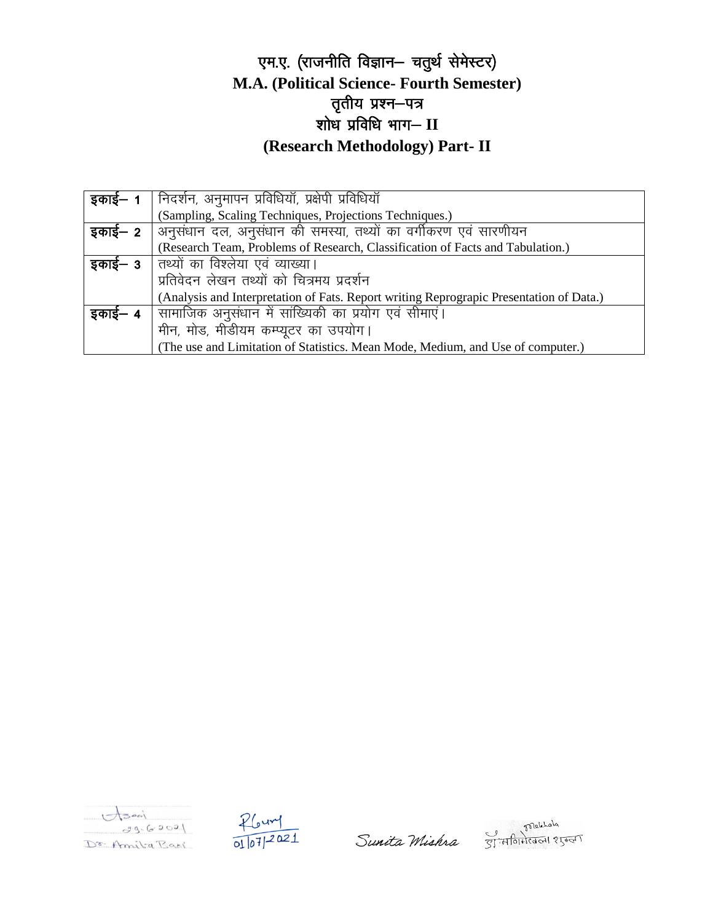# एम.ए. (राजनीति विज्ञान– चतुर्थ सेमेस्टर)
# M.A. (Political Science- Fourth Semester)
## तृतीय प्रश्न–पत्र
## शोध प्रविधि भाग– II
## (Research Methodology) Part- II

| | |
|---|---|
| इकाई– 1 | निदर्शन, अनुमापन प्रविधियॉ, प्रक्षेपी प्रविधियॉ<br>(Sampling, Scaling Techniques, Projections Techniques.) |
| इकाई– 2 | अनुसंधान दल, अनुसंधान की समस्या, तथ्यों का वर्गीकरण एवं सारणीयन<br>(Research Team, Problems of Research, Classification of Facts and Tabulation.) |
| इकाई– 3 | तथ्यों का विश्लेया एवं व्याख्या।<br>प्रतिवेदन लेखन तथ्यों को चित्रमय प्रदर्शन<br>(Analysis and Interpretation of Fats. Report writing Reprograpic Presentation of Data.) |
| इकाई– 4 | सामाजिक अनुसंधान में सांख्यिकी का प्रयोग एवं सीमाएं।<br>मीन, मोड, मीडीयम कम्प्यूटर का उपयोग।<br>(The use and Limitation of Statistics. Mean Mode, Medium, and Use of computer.) |

29.6.2021
Dr. Amita Baxi

01/07/2021

Sunita Mishra

डॉ. मणिमेखला शुक्ला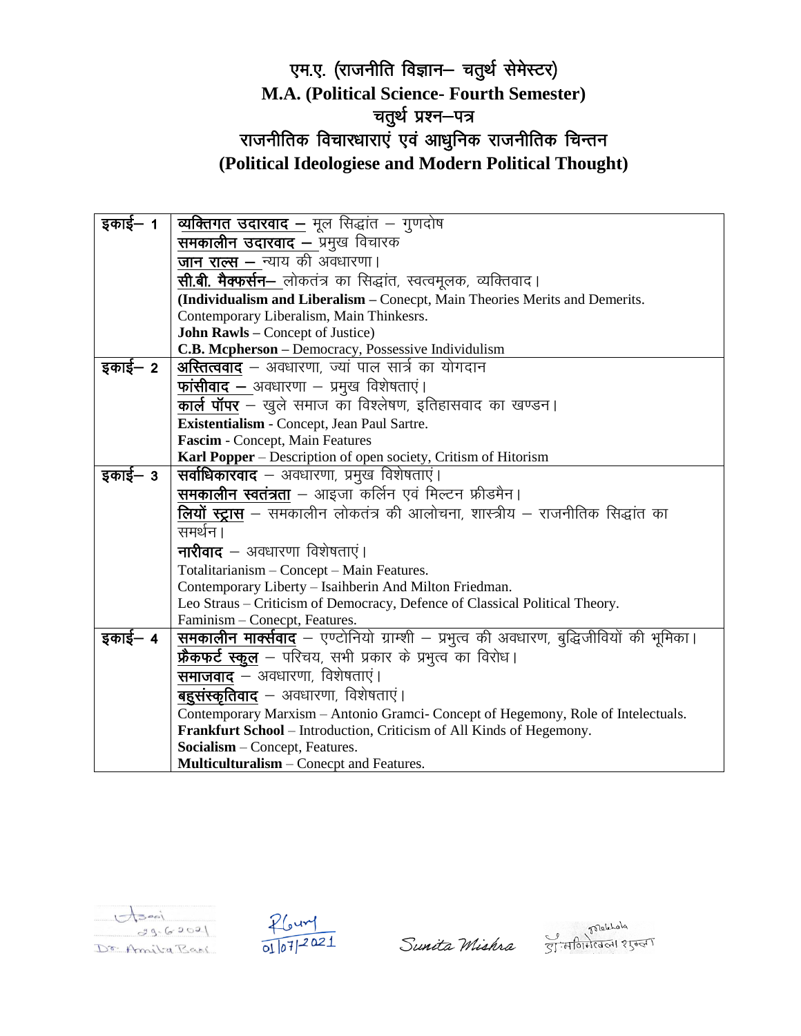# एम.ए. (राजनीति विज्ञान– चतुर्थ सेमेस्टर)
# M.A. (Political Science- Fourth Semester)
## चतुर्थ प्रश्न–पत्र
## राजनीतिक विचारधाराएं एवं आधुनिक राजनीतिक चिन्तन
## (Political Ideologiese and Modern Political Thought)

| | |
|---|---|
| इकाई– 1 | **व्यक्तिगत उदारवाद –** मूल सिद्धांत – गुणदोष<br>**समकालीन उदारवाद –** प्रमुख विचारक<br>**जान राल्स –** न्याय की अवधारणा।<br>**सी.बी. मैक्फर्सन–** लोकतंत्र का सिद्धांत, स्वत्वमूलक, व्यक्तिवाद।<br>**(Individualism and Liberalism** – Conecpt, Main Theories Merits and Demerits.<br>Contemporary Liberalism, Main Thinkesrs.<br>**John Rawls** – Concept of Justice)<br>**C.B. Mcpherson** – Democracy, Possessive Individulism |
| इकाई– 2 | **अस्तित्ववाद** – अवधारणा, ज्यां पाल सार्त्र का योगदान<br>**फांसीवाद –** अवधारणा – प्रमुख विशेषताएं।<br>**कार्ल पॉपर** – खुले समाज का विश्लेषण, इतिहासवाद का खण्डन।<br>**Existentialism** - Concept, Jean Paul Sartre.<br>**Fascim** - Concept, Main Features<br>**Karl Popper** – Description of open society, Critism of Hitorism |
| इकाई– 3 | **सर्वाधिकारवाद** – अवधारणा, प्रमुख विशेषताएं।<br>**समकालीन स्वतंत्रता** – आइजा कर्लिन एवं मिल्टन फ्रीडमैन।<br>**लियों स्ट्रास** – समकालीन लोकतंत्र की आलोचना, शास्त्रीय – राजनीतिक सिद्धांत का समर्थन।<br>**नारीवाद** – अवधारणा विशेषताएं।<br>Totalitarianism – Concept – Main Features.<br>Contemporary Liberty – Isaihberin And Milton Friedman.<br>Leo Straus – Criticism of Democracy, Defence of Classical Political Theory.<br>Faminism – Conecpt, Features. |
| इकाई– 4 | **समकालीन मार्क्सवाद** – एण्टोनियो ग्राम्शी – प्रभुत्व की अवधारणा, बुद्धिजीवियों की भूमिका।<br>**फ्रैकफर्ट स्कुल** – परिचय, सभी प्रकार के प्रभुत्व का विरोध।<br>**समाजवाद** – अवधारणा, विशेषताएं।<br>**बहुसंस्कृतिवाद** – अवधारणा, विशेषताएं।<br>Contemporary Marxism – Antonio Gramci- Concept of Hegemony, Role of Intelectuals.<br>**Frankfurt School** – Introduction, Criticism of All Kinds of Hegemony.<br>**Socialism** – Concept, Features.<br>**Multiculturalism** – Conecpt and Features. |

29.6.2021
Dr. Amita Baar

01/07/2021

Sunita Mishra